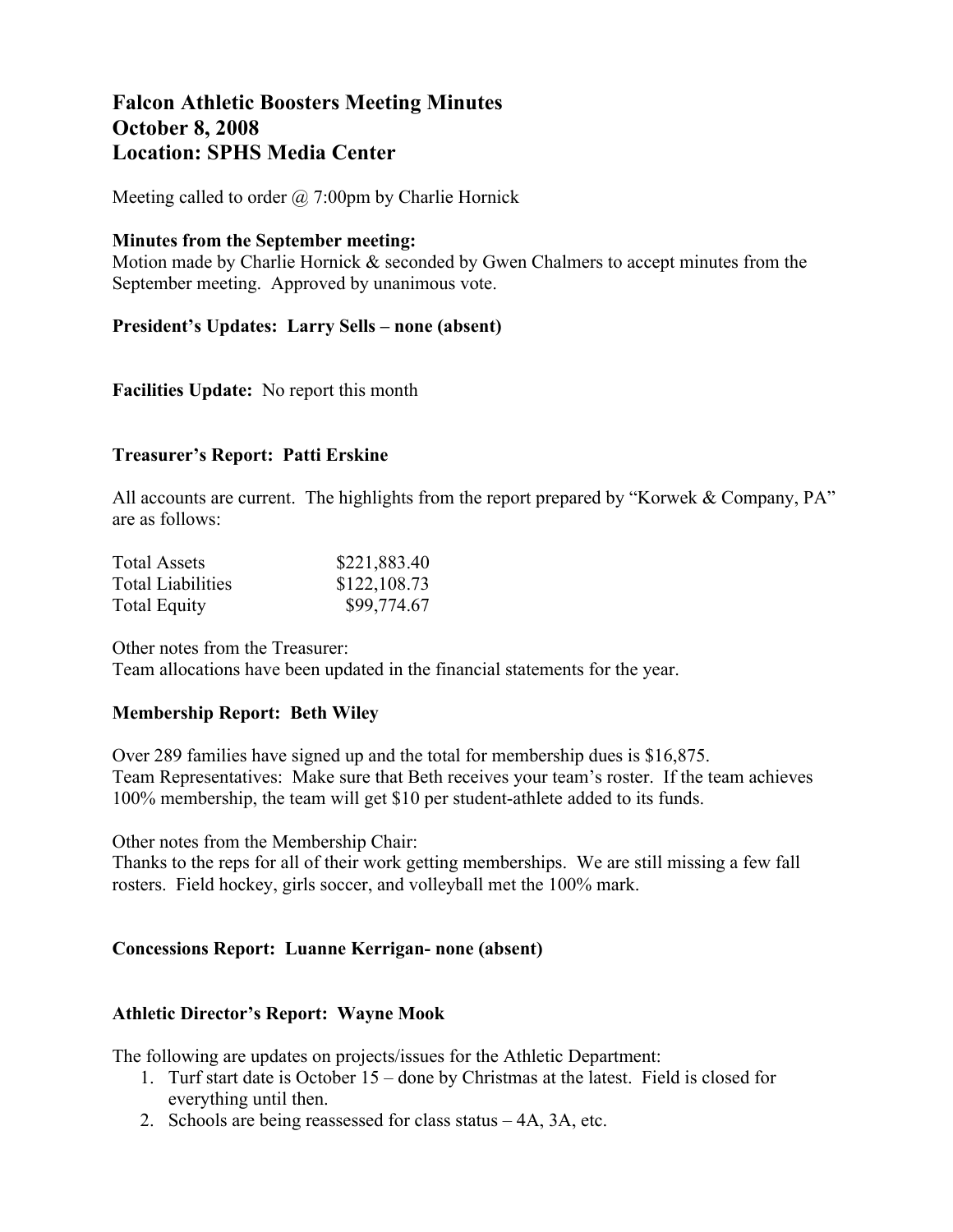# Falcon Athletic Boosters Meeting Minutes
# October 8, 2008
# Location: SPHS Media Center

Meeting called to order @ 7:00pm by Charlie Hornick

**Minutes from the September meeting:**
Motion made by Charlie Hornick & seconded by Gwen Chalmers to accept minutes from the September meeting. Approved by unanimous vote.

**President's Updates: Larry Sells – none (absent)**

**Facilities Update:** No report this month

**Treasurer's Report: Patti Erskine**

All accounts are current. The highlights from the report prepared by "Korwek & Company, PA" are as follows:

| | |
|---|---|
| Total Assets | \$221,883.40 |
| Total Liabilities | \$122,108.73 |
| Total Equity | \$99,774.67 |

Other notes from the Treasurer:
Team allocations have been updated in the financial statements for the year.

**Membership Report: Beth Wiley**

Over 289 families have signed up and the total for membership dues is \$16,875.
Team Representatives: Make sure that Beth receives your team's roster. If the team achieves 100% membership, the team will get \$10 per student-athlete added to its funds.

Other notes from the Membership Chair:
Thanks to the reps for all of their work getting memberships. We are still missing a few fall rosters. Field hockey, girls soccer, and volleyball met the 100% mark.

**Concessions Report: Luanne Kerrigan- none (absent)**

**Athletic Director's Report: Wayne Mook**

The following are updates on projects/issues for the Athletic Department:

1. Turf start date is October 15 – done by Christmas at the latest. Field is closed for everything until then.
2. Schools are being reassessed for class status – 4A, 3A, etc.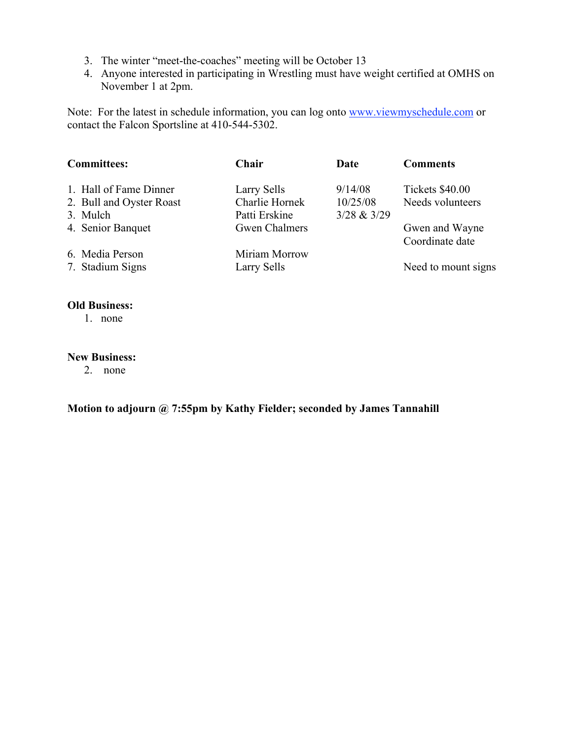3. The winter "meet-the-coaches" meeting will be October 13
4. Anyone interested in participating in Wrestling must have weight certified at OMHS on November 1 at 2pm.

Note: For the latest in schedule information, you can log onto [www.viewmyschedule.com](http://www.viewmyschedule.com) or contact the Falcon Sportsline at 410-544-5302.

| **Committees:** | **Chair** | **Date** | **Comments** |
|---|---|---|---|
| 1. Hall of Fame Dinner | Larry Sells | 9/14/08 | Tickets $40.00 |
| 2. Bull and Oyster Roast | Charlie Hornek | 10/25/08 | Needs volunteers |
| 3. Mulch | Patti Erskine | 3/28 & 3/29 | |
| 4. Senior Banquet | Gwen Chalmers | | Gwen and Wayne Coordinate date |
| 6. Media Person | Miriam Morrow | | |
| 7. Stadium Signs | Larry Sells | | Need to mount signs |

**Old Business:**

1. none

**New Business:**

2. none

**Motion to adjourn @ 7:55pm by Kathy Fielder; seconded by James Tannahill**